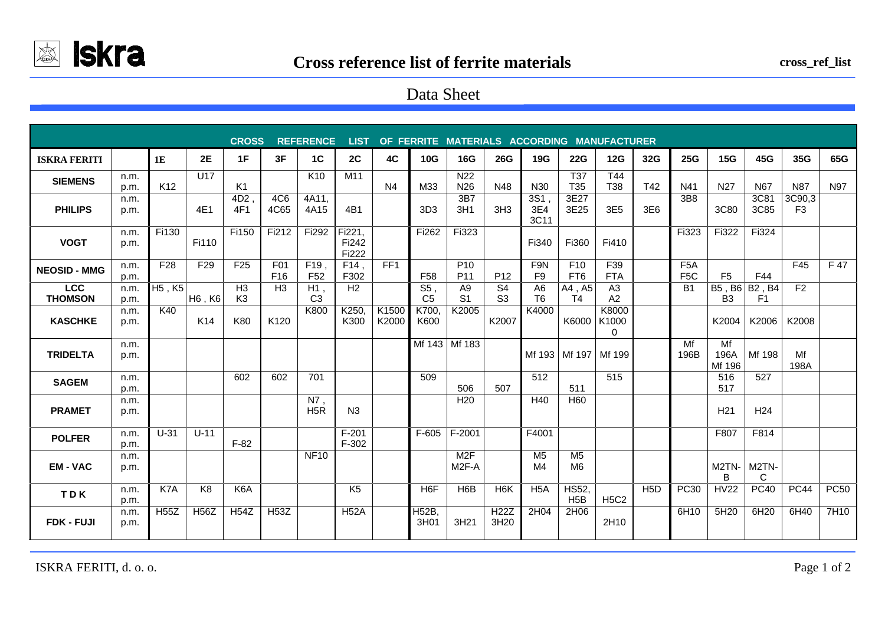# Cross reference list of ferrite materials

cross_ref_list

## Data Sheet

| CROSS REFERENCE LIST OF FERRITE MATERIALS ACCORDING MANUFACTURER | | | | | | | | | | | | | | | | | | | | |
|---|---|---|---|---|---|---|---|---|---|---|---|---|---|---|---|---|---|---|---|---|
| **ISKRA FERITI** | | **1E** | **2E** | **1F** | **3F** | **1C** | **2C** | **4C** | **10G** | **16G** | **26G** | **19G** | **22G** | **12G** | **32G** | **25G** | **15G** | **45G** | **35G** | **65G** |
| **SIEMENS** | n.m.<br>p.m. | K12 | U17 | K1 | | K10 | M11 | N4 | M33 | N22<br>N26 | N48 | N30 | T37<br>T35 | T44<br>T38 | T42 | N41 | N27 | N67 | N87 | N97 |
| **PHILIPS** | n.m.<br>p.m. | | 4E1 | 4D2 ,<br>4F1 | 4C6<br>4C65 | 4A11,<br>4A15 | 4B1 | | 3D3 | 3B7<br>3H1 | 3H3 | 3S1 ,<br>3E4<br>3C11 | 3E27<br>3E25 | 3E5 | 3E6 | 3B8 | 3C80 | 3C81<br>3C85 | 3C90,3<br>F3 | |
| **VOGT** | n.m.<br>p.m. | Fi130 | Fi110 | Fi150 | Fi212 | Fi292 | Fi221,<br>Fi242<br>Fi222 | | Fi262 | Fi323 | | Fi340 | Fi360 | Fi410 | | Fi323 | Fi322 | Fi324 | | |
| **NEOSID - MMG** | n.m.<br>p.m. | F28 | F29 | F25 | F01<br>F16 | F19 ,<br>F52 | F14 ,<br>F302 | FF1 | F58 | P10<br>P11 | P12 | F9N<br>F9 | F10<br>FT6 | F39<br>FTA | | F5A<br>F5C | F5 | F44 | F45 | F 47 |
| **LCC THOMSON** | n.m.<br>p.m. | H5 , K5 | H6 , K6 | H3<br>K3 | H3 | H1 ,<br>C3 | H2 | | S5 ,<br>C5 | A9<br>S1 | S4<br>S3 | A6<br>T6 | A4 , A5<br>T4 | A3<br>A2 | | B1 | B5 , B6<br>B3 | B2 , B4<br>F1 | F2 | |
| **KASCHKE** | n.m.<br>p.m. | K40 | K14 | K80 | K120 | K800 | K250,<br>K300 | K1500<br>K2000 | K700,<br>K600 | K2005 | K2007 | K4000 | K6000 | K8000<br>K1000<br>0 | | | K2004 | K2006 | K2008 | |
| **TRIDELTA** | n.m.<br>p.m. | | | | | | | | Mf 143 | Mf 183 | | Mf 193 | Mf 197 | Mf 199 | | Mf<br>196B | Mf<br>196A<br>Mf 196 | Mf 198 | Mf<br>198A | |
| **SAGEM** | n.m.<br>p.m. | | | 602 | 602 | 701 | | | 509 | 506 | 507 | 512 | 511 | 515 | | | 516<br>517 | 527 | | |
| **PRAMET** | n.m.<br>p.m. | | | | | N7 ,<br>H5R | N3 | | | H20 | | H40 | H60 | | | | H21 | H24 | | |
| **POLFER** | n.m.<br>p.m. | U-31 | U-11 | F-82 | | | F-201<br>F-302 | | F-605 | F-2001 | | F4001 | | | | | F807 | F814 | | |
| **EM - VAC** | n.m.<br>p.m. | | | | | NF10 | | | | M2F<br>M2F-A | | M5<br>M4 | M5<br>M6 | | | | M2TN-<br>B | M2TN-<br>C | | |
| **T D K** | n.m.<br>p.m. | K7A | K8 | K6A | | | K5 | | H6F | H6B | H6K | H5A | HS52,<br>H5B | H5C2 | H5D | PC30 | HV22 | PC40 | PC44 | PC50 |
| **FDK - FUJI** | n.m.<br>p.m. | H55Z | H56Z | H54Z | H53Z | | H52A | | H52B,<br>3H01 | 3H21 | H22Z<br>3H20 | 2H04 | 2H06 | 2H10 | | 6H10 | 5H20 | 6H20 | 6H40 | 7H10 |

ISKRA FERITI, d. o. o.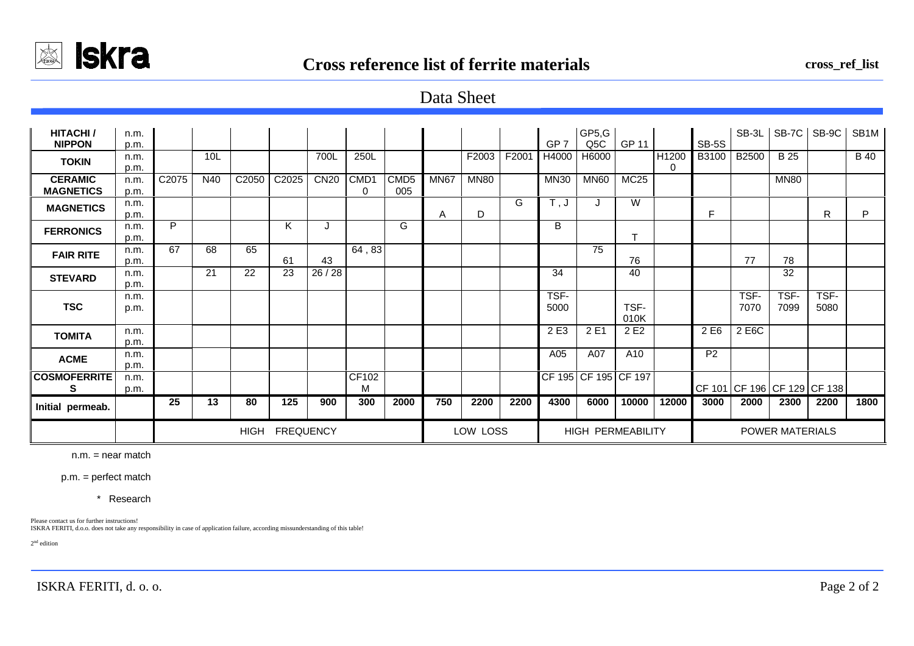# Cross reference list of ferrite materials

## Data Sheet

| | | | | | | | | | | | | | | | | | | | | |
|---|---|---|---|---|---|---|---|---|---|---|---|---|---|---|---|---|---|---|---|---|
| **HITACHI / NIPPON** | n.m. p.m. | | | | | | | | | | | GP 7 | GP5,G Q5C | GP 11 | | SB-5S | SB-3L | SB-7C | SB-9C | SB1M |
| **TOKIN** | n.m. p.m. | | 10L | | | 700L | 250L | | | F2003 | F2001 | H4000 | H6000 | | H12000 | B3100 | B2500 | B 25 | | B 40 |
| **CERAMIC MAGNETICS** | n.m. p.m. | C2075 | N40 | C2050 | C2025 | CN20 | CMD10 | CMD5005 | MN67 | MN80 | | MN30 | MN60 | MC25 | | | | MN80 | | |
| **MAGNETICS** | n.m. p.m. | | | | | | | | A | D | G | T , J | J | W | | F | | | R | P |
| **FERRONICS** | n.m. p.m. | P | | | K | J | | G | | | | B | | T | | | | | | |
| **FAIR RITE** | n.m. p.m. | 67 | 68 | 65 | 61 | 43 | 64 , 83 | | | | | | 75 | 76 | | | 77 | 78 | | |
| **STEVARD** | n.m. p.m. | | 21 | 22 | 23 | 26 / 28 | | | | | | 34 | | 40 | | | | 32 | | |
| **TSC** | n.m. p.m. | | | | | | | | | | | TSF-5000 | | TSF-010K | | | TSF-7070 | TSF-7099 | TSF-5080 | |
| **TOMITA** | n.m. p.m. | | | | | | | | | | | 2 E3 | 2 E1 | 2 E2 | | 2 E6 | 2 E6C | | | |
| **ACME** | n.m. p.m. | | | | | | | | | | | A05 | A07 | A10 | | P2 | | | | |
| **COSMOFERRITES** | n.m. p.m. | | | | | | CF102M | | | | | CF 195 | CF 195 | CF 197 | | CF 101 | CF 196 | CF 129 | CF 138 | |
| **Initial permeab.** | | **25** | **13** | **80** | **125** | **900** | **300** | **2000** | **750** | **2200** | **2200** | **4300** | **6000** | **10000** | **12000** | **3000** | **2000** | **2300** | **2200** | **1800** |
| | | HIGH FREQUENCY | | | | | | | LOW LOSS | | | HIGH PERMEABILITY | | | | POWER MATERIALS | | | | |

n.m. = near match

p.m. = perfect match

\* Research

Please contact us for further instructions!
ISKRA FERITI, d.o.o. does not take any responsibility in case of application failure, according missunderstanding of this table!

2nd edition